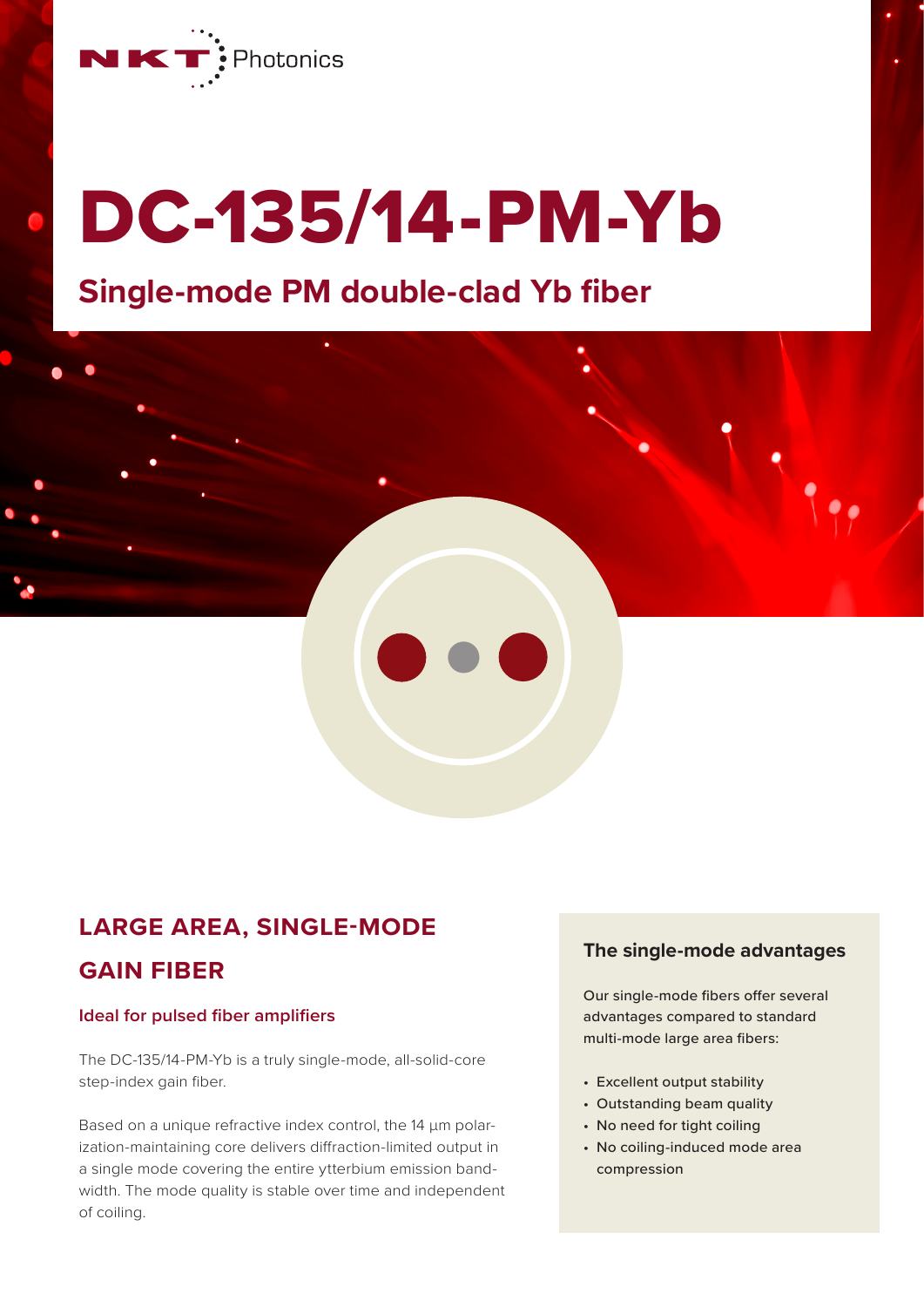NKT Photonics

# DC-135/14-PM-Yb

## Single-mode PM double-clad Yb fiber

## LARGE AREA, SINGLE-MODE GAIN FIBER

### Ideal for pulsed fiber amplifiers

The DC-135/14-PM-Yb is a truly single-mode, all-solid-core step-index gain fiber.

Based on a unique refractive index control, the 14 µm polarization-maintaining core delivers diffraction-limited output in a single mode covering the entire ytterbium emission bandwidth. The mode quality is stable over time and independent of coiling.

### The single-mode advantages

Our single-mode fibers offer several advantages compared to standard multi-mode large area fibers:

- Excellent output stability
- Outstanding beam quality
- No need for tight coiling
- No coiling-induced mode area compression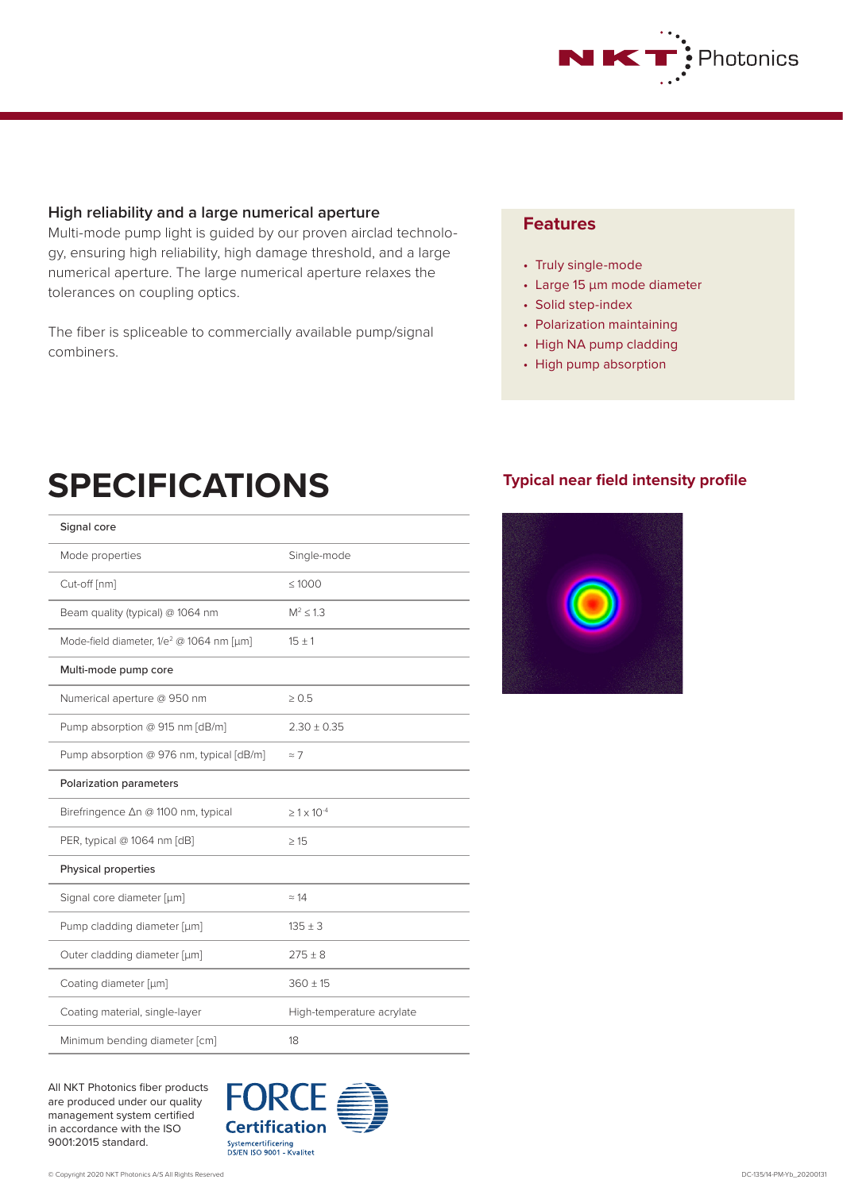### High reliability and a large numerical aperture

Multi-mode pump light is guided by our proven airclad technology, ensuring high reliability, high damage threshold, and a large numerical aperture. The large numerical aperture relaxes the tolerances on coupling optics.

The fiber is spliceable to commercially available pump/signal combiners.

## Features

- Truly single-mode
- Large 15 µm mode diameter
- Solid step-index
- Polarization maintaining
- High NA pump cladding
- High pump absorption

# SPECIFICATIONS

| | |
|---|---|
| **Signal core** | |
| Mode properties | Single-mode |
| Cut-off [nm] | ≤ 1000 |
| Beam quality (typical) @ 1064 nm | $M^2 \leq 1.3$ |
| Mode-field diameter, $1/e^2$ @ 1064 nm [µm] | 15 ± 1 |
| **Multi-mode pump core** | |
| Numerical aperture @ 950 nm | ≥ 0.5 |
| Pump absorption @ 915 nm [dB/m] | 2.30 ± 0.35 |
| Pump absorption @ 976 nm, typical [dB/m] | ≈ 7 |
| **Polarization parameters** | |
| Birefringence Δn @ 1100 nm, typical | $\geq 1 \times 10^{-4}$ |
| PER, typical @ 1064 nm [dB] | ≥ 15 |
| **Physical properties** | |
| Signal core diameter [µm] | ≈ 14 |
| Pump cladding diameter [µm] | 135 ± 3 |
| Outer cladding diameter [µm] | 275 ± 8 |
| Coating diameter [µm] | 360 ± 15 |
| Coating material, single-layer | High-temperature acrylate |
| Minimum bending diameter [cm] | 18 |

## Typical near field intensity profile

All NKT Photonics fiber products are produced under our quality management system certified in accordance with the ISO 9001:2015 standard.

FORCE Certification
Systemcertificering
DS/EN ISO 9001 - Kvalitet

© Copyright 2020 NKT Photonics A/S All Rights Reserved

DC-135/14-PM-Yb_20200131